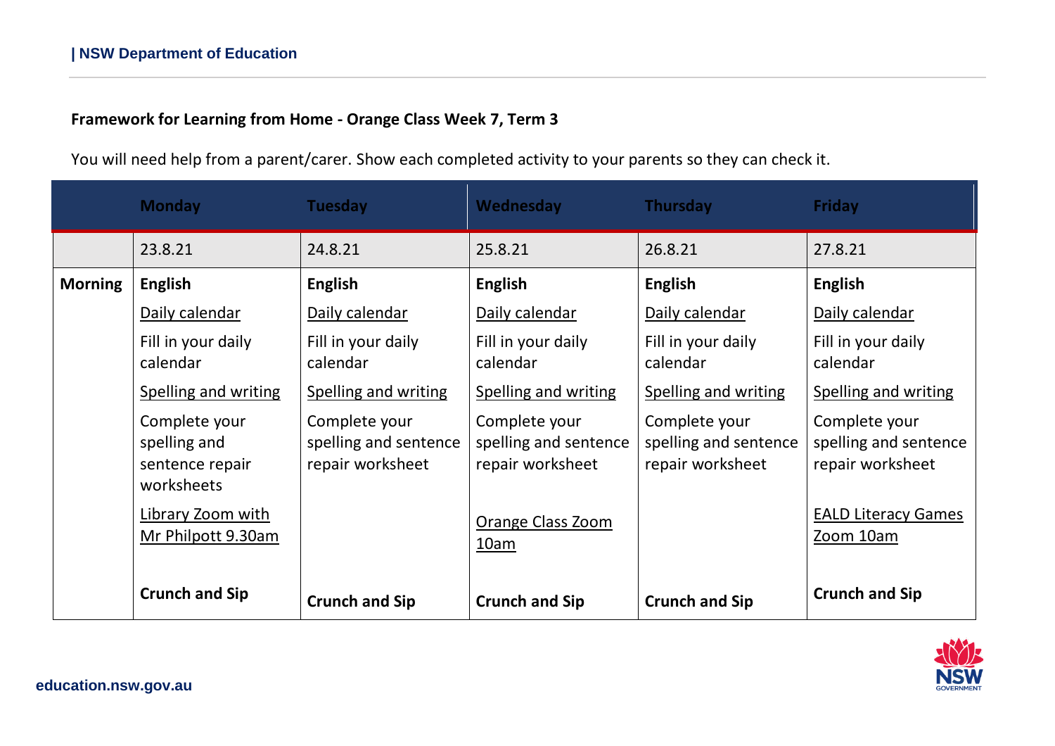**Framework for Learning from Home - Orange Class Week 7, Term 3**

You will need help from a parent/carer. Show each completed activity to your parents so they can check it.

| | Monday | Tuesday | Wednesday | Thursday | Friday |
|---|---|---|---|---|---|
| | 23.8.21 | 24.8.21 | 25.8.21 | 26.8.21 | 27.8.21 |
| **Morning** | **English**<br>Daily calendar<br>Fill in your daily calendar<br>Spelling and writing<br>Complete your spelling and sentence repair worksheets<br>Library Zoom with Mr Philpott 9.30am<br>**Crunch and Sip** | **English**<br>Daily calendar<br>Fill in your daily calendar<br>Spelling and writing<br>Complete your spelling and sentence repair worksheet<br>**Crunch and Sip** | **English**<br>Daily calendar<br>Fill in your daily calendar<br>Spelling and writing<br>Complete your spelling and sentence repair worksheet<br>Orange Class Zoom 10am<br>**Crunch and Sip** | **English**<br>Daily calendar<br>Fill in your daily calendar<br>Spelling and writing<br>Complete your spelling and sentence repair worksheet<br>**Crunch and Sip** | **English**<br>Daily calendar<br>Fill in your daily calendar<br>Spelling and writing<br>Complete your spelling and sentence repair worksheet<br>EALD Literacy Games Zoom 10am<br>**Crunch and Sip** |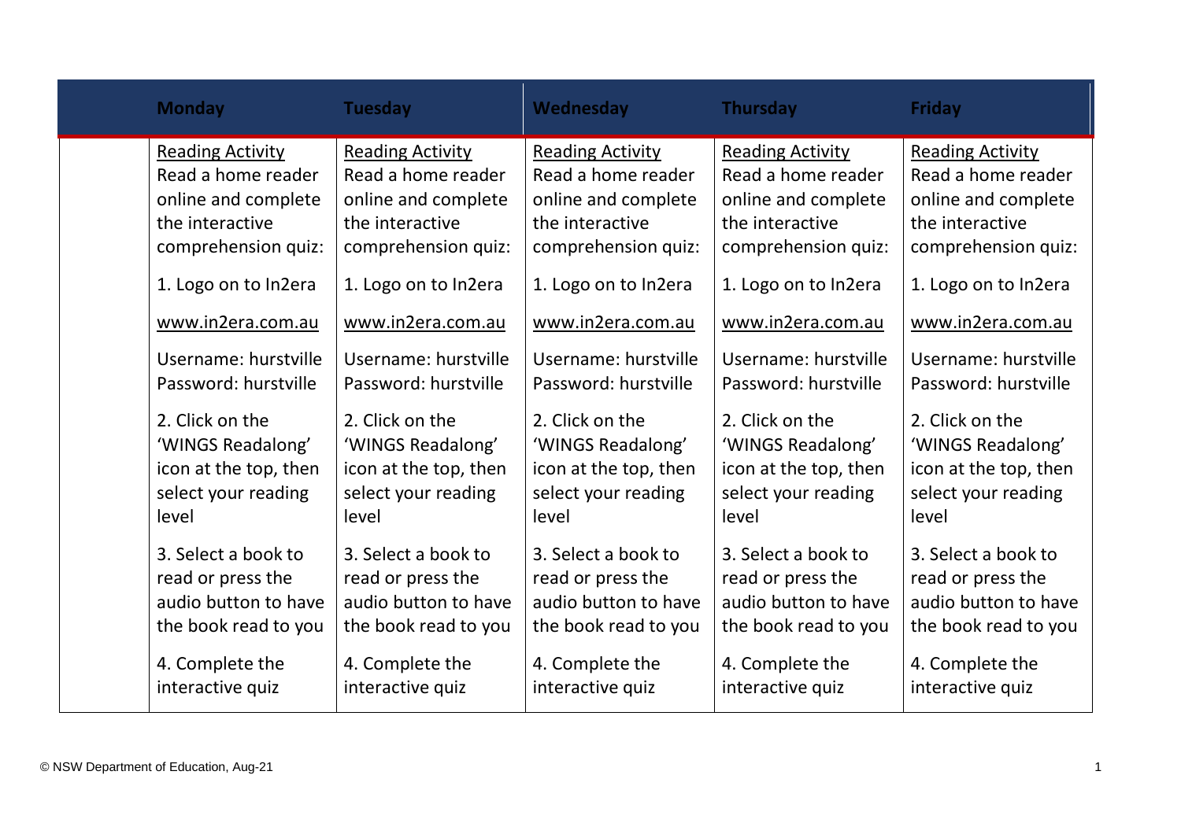| | Monday | Tuesday | Wednesday | Thursday | Friday |
|---|---|---|---|---|---|
| | Reading Activity<br>Read a home reader online and complete the interactive comprehension quiz:<br><br>1. Logo on to In2era<br><br>www.in2era.com.au<br><br>Username: hurstville<br>Password: hurstville<br><br>2. Click on the 'WINGS Readalong' icon at the top, then select your reading level<br><br>3. Select a book to read or press the audio button to have the book read to you<br><br>4. Complete the interactive quiz | Reading Activity<br>Read a home reader online and complete the interactive comprehension quiz:<br><br>1. Logo on to In2era<br><br>www.in2era.com.au<br><br>Username: hurstville<br>Password: hurstville<br><br>2. Click on the 'WINGS Readalong' icon at the top, then select your reading level<br><br>3. Select a book to read or press the audio button to have the book read to you<br><br>4. Complete the interactive quiz | Reading Activity<br>Read a home reader online and complete the interactive comprehension quiz:<br><br>1. Logo on to In2era<br><br>www.in2era.com.au<br><br>Username: hurstville<br>Password: hurstville<br><br>2. Click on the 'WINGS Readalong' icon at the top, then select your reading level<br><br>3. Select a book to read or press the audio button to have the book read to you<br><br>4. Complete the interactive quiz | Reading Activity<br>Read a home reader online and complete the interactive comprehension quiz:<br><br>1. Logo on to In2era<br><br>www.in2era.com.au<br><br>Username: hurstville<br>Password: hurstville<br><br>2. Click on the 'WINGS Readalong' icon at the top, then select your reading level<br><br>3. Select a book to read or press the audio button to have the book read to you<br><br>4. Complete the interactive quiz | Reading Activity<br>Read a home reader online and complete the interactive comprehension quiz:<br><br>1. Logo on to In2era<br><br>www.in2era.com.au<br><br>Username: hurstville<br>Password: hurstville<br><br>2. Click on the 'WINGS Readalong' icon at the top, then select your reading level<br><br>3. Select a book to read or press the audio button to have the book read to you<br><br>4. Complete the interactive quiz |

© NSW Department of Education, Aug-21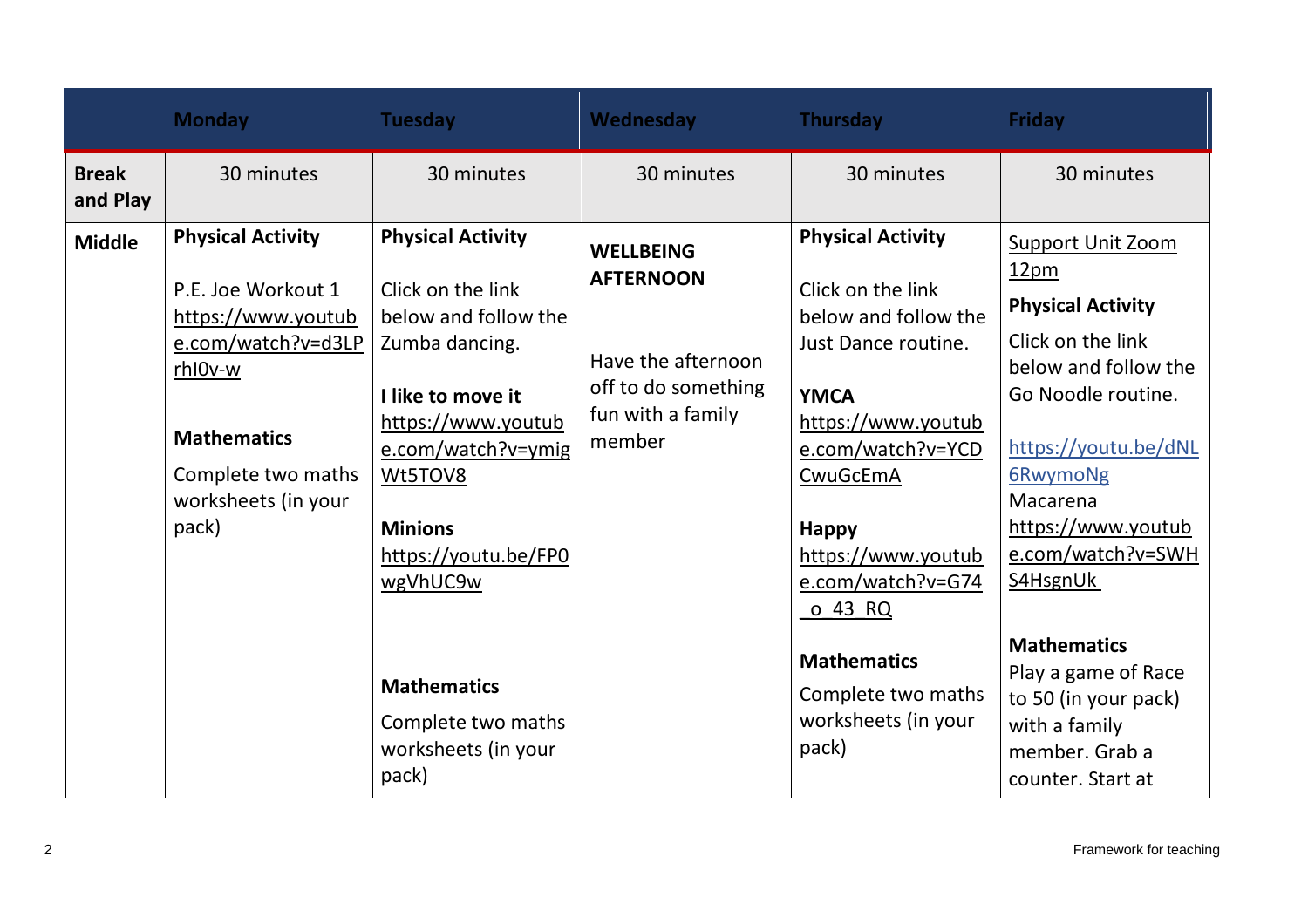| | Monday | Tuesday | Wednesday | Thursday | Friday |
|---|---|---|---|---|---|
| **Break and Play** | 30 minutes | 30 minutes | 30 minutes | 30 minutes | 30 minutes |
| **Middle** | **Physical Activity**<br><br>P.E. Joe Workout 1 https://www.youtube.com/watch?v=d3LPrhI0v-w<br><br>**Mathematics**<br><br>Complete two maths worksheets (in your pack) | **Physical Activity**<br><br>Click on the link below and follow the Zumba dancing.<br><br>**I like to move it**<br>https://www.youtube.com/watch?v=ymigWt5TOV8<br><br>**Minions**<br>https://youtu.be/FP0wgVhUC9w<br><br>**Mathematics**<br><br>Complete two maths worksheets (in your pack) | **WELLBEING AFTERNOON**<br><br>Have the afternoon off to do something fun with a family member | **Physical Activity**<br><br>Click on the link below and follow the Just Dance routine.<br><br>**YMCA**<br>https://www.youtube.com/watch?v=YCDCwuGcEmA<br><br>**Happy**<br>https://www.youtube.com/watch?v=G74_o_43_RQ<br><br>**Mathematics**<br><br>Complete two maths worksheets (in your pack) | Support Unit Zoom 12pm<br><br>**Physical Activity**<br><br>Click on the link below and follow the Go Noodle routine.<br><br>https://youtu.be/dNL6RwymoNg<br>Macarena<br>https://www.youtube.com/watch?v=SWHS4HsgnUk<br><br>**Mathematics**<br>Play a game of Race to 50 (in your pack) with a family member. Grab a counter. Start at |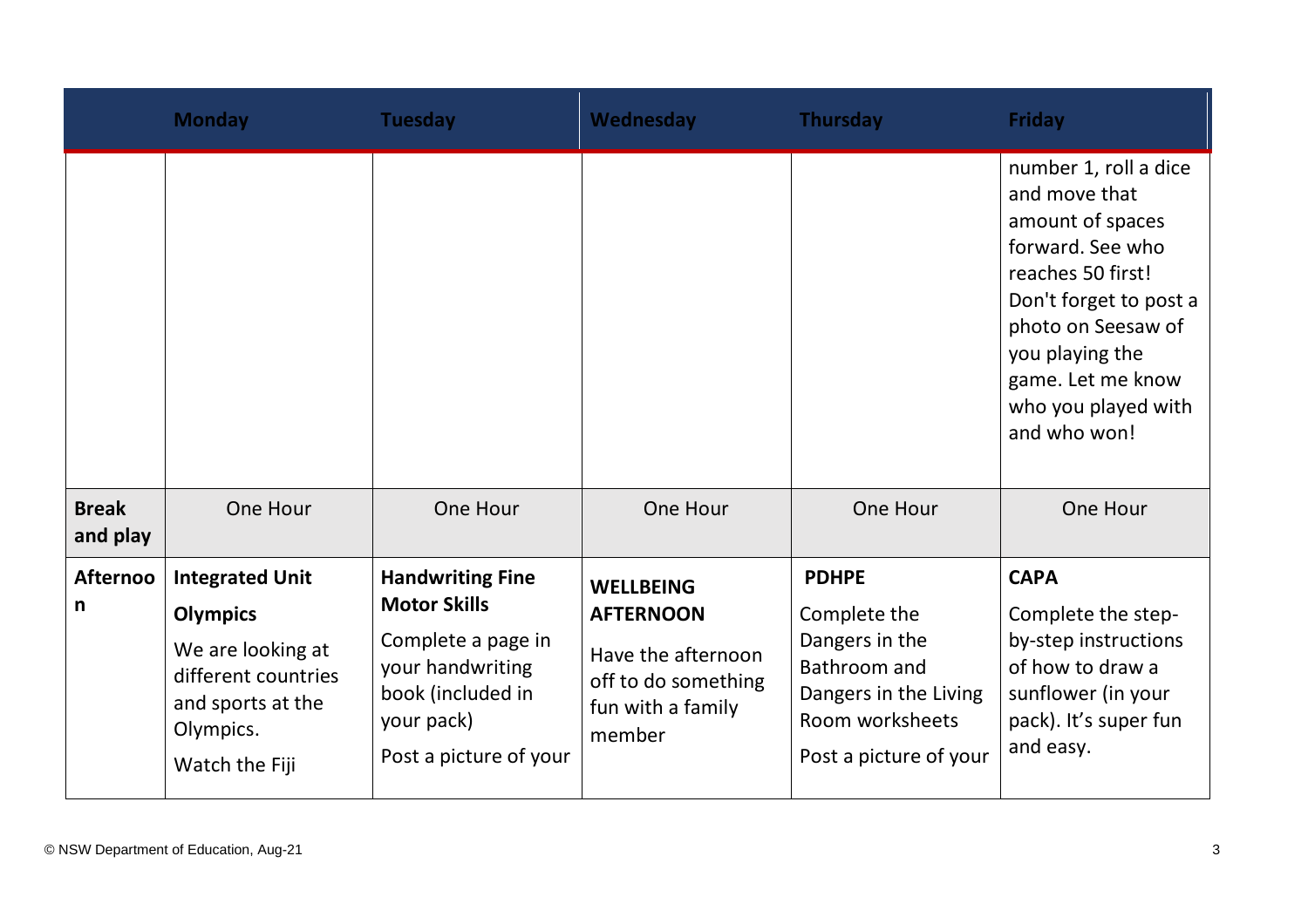| | Monday | Tuesday | Wednesday | Thursday | Friday |
|---|---|---|---|---|---|
| | | | | | number 1, roll a dice and move that amount of spaces forward. See who reaches 50 first! Don't forget to post a photo on Seesaw of you playing the game. Let me know who you played with and who won! |
| **Break and play** | One Hour | One Hour | One Hour | One Hour | One Hour |
| **Afternoon** | **Integrated Unit** **Olympics** We are looking at different countries and sports at the Olympics. Watch the Fiji | **Handwriting Fine Motor Skills** Complete a page in your handwriting book (included in your pack) Post a picture of your | **WELLBEING AFTERNOON** Have the afternoon off to do something fun with a family member | **PDHPE** Complete the Dangers in the Bathroom and Dangers in the Living Room worksheets Post a picture of your | **CAPA** Complete the step-by-step instructions of how to draw a sunflower (in your pack). It's super fun and easy. |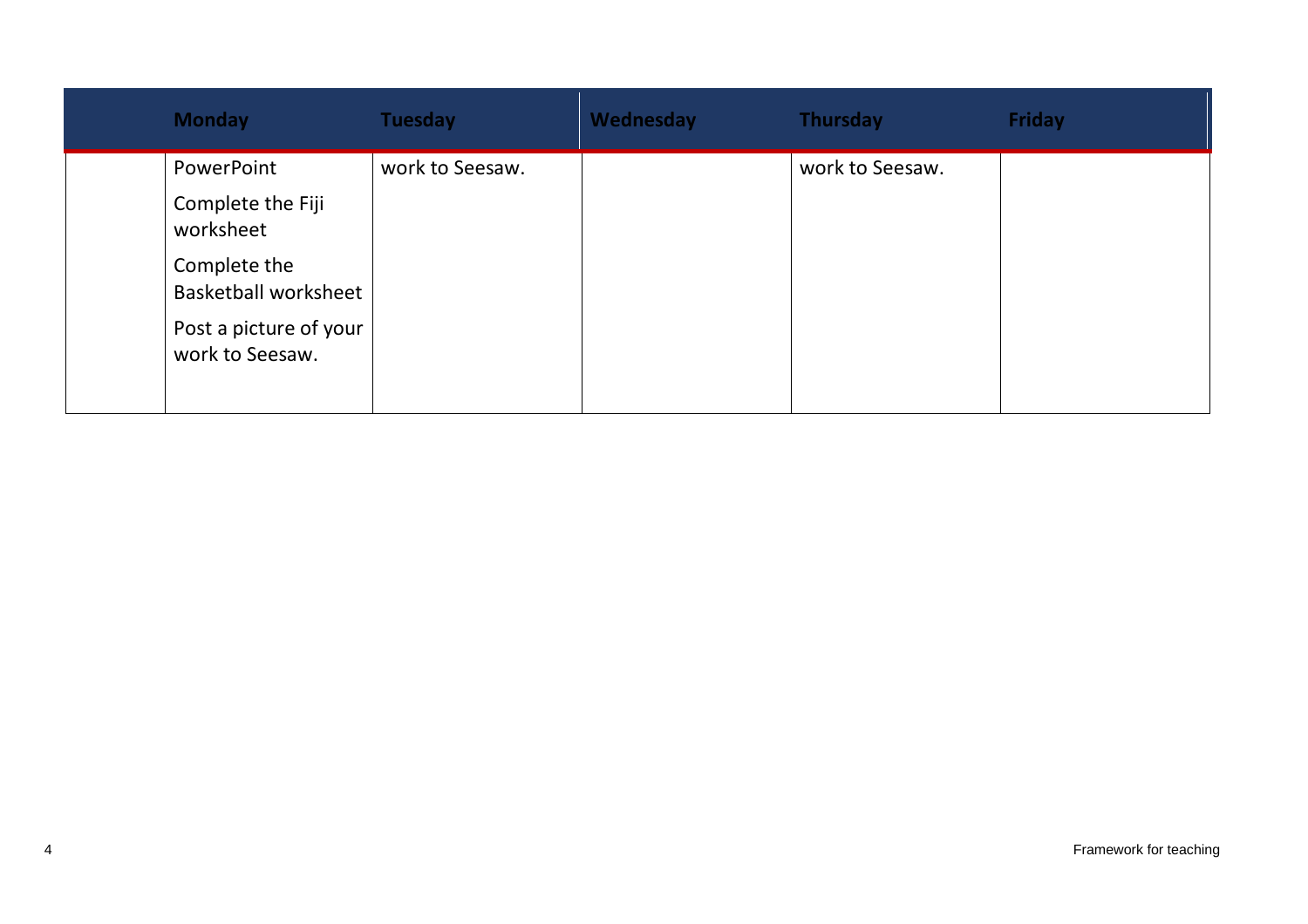| | Monday | Tuesday | Wednesday | Thursday | Friday |
|---|---|---|---|---|---|
| | PowerPoint<br><br>Complete the Fiji worksheet<br><br>Complete the Basketball worksheet<br><br>Post a picture of your work to Seesaw. | work to Seesaw. | | work to Seesaw. | |